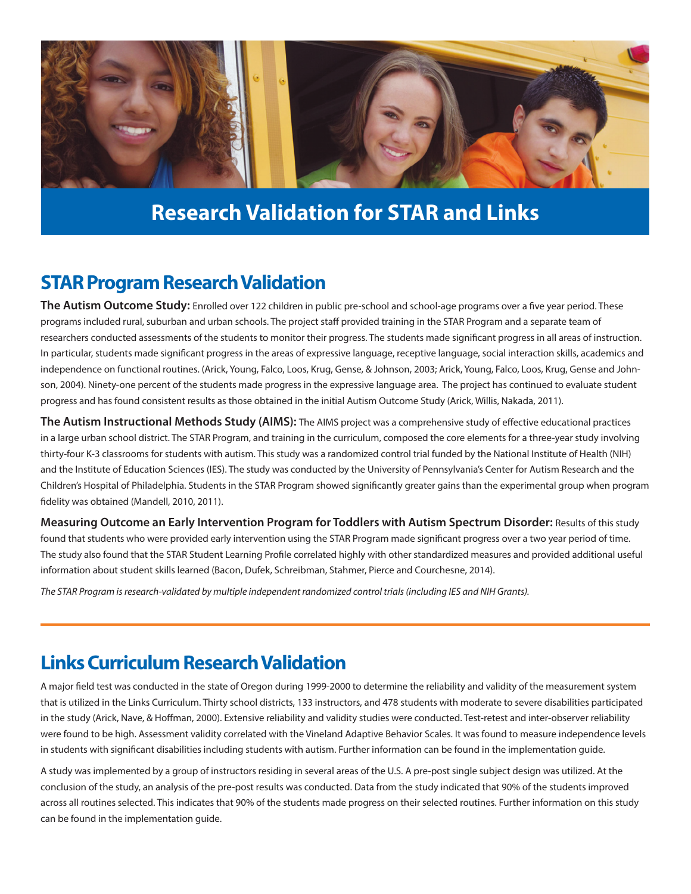# Research Validation for STAR and Links

## STAR Program Research Validation

**The Autism Outcome Study:** Enrolled over 122 children in public pre-school and school-age programs over a five year period. These programs included rural, suburban and urban schools. The project staff provided training in the STAR Program and a separate team of researchers conducted assessments of the students to monitor their progress. The students made significant progress in all areas of instruction. In particular, students made significant progress in the areas of expressive language, receptive language, social interaction skills, academics and independence on functional routines. (Arick, Young, Falco, Loos, Krug, Gense, & Johnson, 2003; Arick, Young, Falco, Loos, Krug, Gense and Johnson, 2004). Ninety-one percent of the students made progress in the expressive language area. The project has continued to evaluate student progress and has found consistent results as those obtained in the initial Autism Outcome Study (Arick, Willis, Nakada, 2011).

**The Autism Instructional Methods Study (AIMS):** The AIMS project was a comprehensive study of effective educational practices in a large urban school district. The STAR Program, and training in the curriculum, composed the core elements for a three-year study involving thirty-four K-3 classrooms for students with autism. This study was a randomized control trial funded by the National Institute of Health (NIH) and the Institute of Education Sciences (IES). The study was conducted by the University of Pennsylvania's Center for Autism Research and the Children's Hospital of Philadelphia. Students in the STAR Program showed significantly greater gains than the experimental group when program fidelity was obtained (Mandell, 2010, 2011).

**Measuring Outcome an Early Intervention Program for Toddlers with Autism Spectrum Disorder:** Results of this study found that students who were provided early intervention using the STAR Program made significant progress over a two year period of time. The study also found that the STAR Student Learning Profile correlated highly with other standardized measures and provided additional useful information about student skills learned (Bacon, Dufek, Schreibman, Stahmer, Pierce and Courchesne, 2014).

*The STAR Program is research-validated by multiple independent randomized control trials (including IES and NIH Grants).*

## Links Curriculum Research Validation

A major field test was conducted in the state of Oregon during 1999-2000 to determine the reliability and validity of the measurement system that is utilized in the Links Curriculum. Thirty school districts, 133 instructors, and 478 students with moderate to severe disabilities participated in the study (Arick, Nave, & Hoffman, 2000). Extensive reliability and validity studies were conducted. Test-retest and inter-observer reliability were found to be high. Assessment validity correlated with the Vineland Adaptive Behavior Scales. It was found to measure independence levels in students with significant disabilities including students with autism. Further information can be found in the implementation guide.

A study was implemented by a group of instructors residing in several areas of the U.S. A pre-post single subject design was utilized. At the conclusion of the study, an analysis of the pre-post results was conducted. Data from the study indicated that 90% of the students improved across all routines selected. This indicates that 90% of the students made progress on their selected routines. Further information on this study can be found in the implementation guide.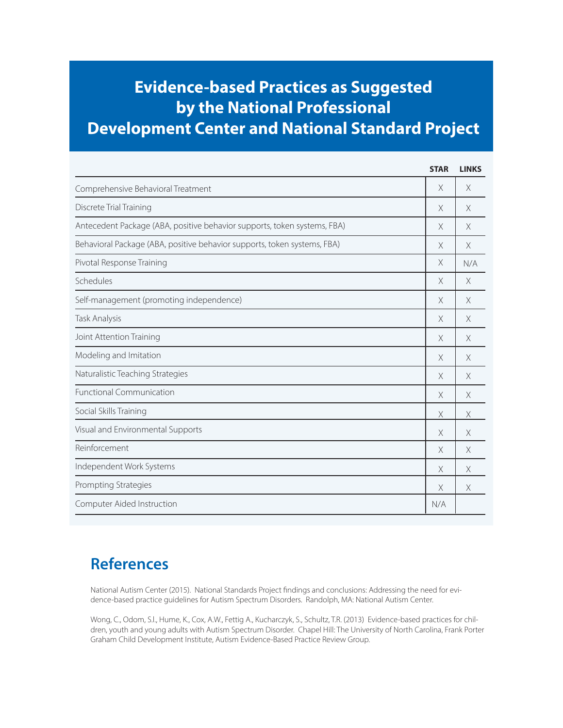# Evidence-based Practices as Suggested by the National Professional Development Center and National Standard Project

| | STAR | LINKS |
|---|---|---|
| Comprehensive Behavioral Treatment | X | X |
| Discrete Trial Training | X | X |
| Antecedent Package (ABA, positive behavior supports, token systems, FBA) | X | X |
| Behavioral Package (ABA, positive behavior supports, token systems, FBA) | X | X |
| Pivotal Response Training | X | N/A |
| Schedules | X | X |
| Self-management (promoting independence) | X | X |
| Task Analysis | X | X |
| Joint Attention Training | X | X |
| Modeling and Imitation | X | X |
| Naturalistic Teaching Strategies | X | X |
| Functional Communication | X | X |
| Social Skills Training | X | X |
| Visual and Environmental Supports | X | X |
| Reinforcement | X | X |
| Independent Work Systems | X | X |
| Prompting Strategies | X | X |
| Computer Aided Instruction | N/A | |

## References

National Autism Center (2015). National Standards Project findings and conclusions: Addressing the need for evidence-based practice guidelines for Autism Spectrum Disorders. Randolph, MA: National Autism Center.

Wong, C., Odom, S.I., Hume, K., Cox, A.W., Fettig A., Kucharczyk, S., Schultz, T.R. (2013) Evidence-based practices for children, youth and young adults with Autism Spectrum Disorder. Chapel Hill: The University of North Carolina, Frank Porter Graham Child Development Institute, Autism Evidence-Based Practice Review Group.